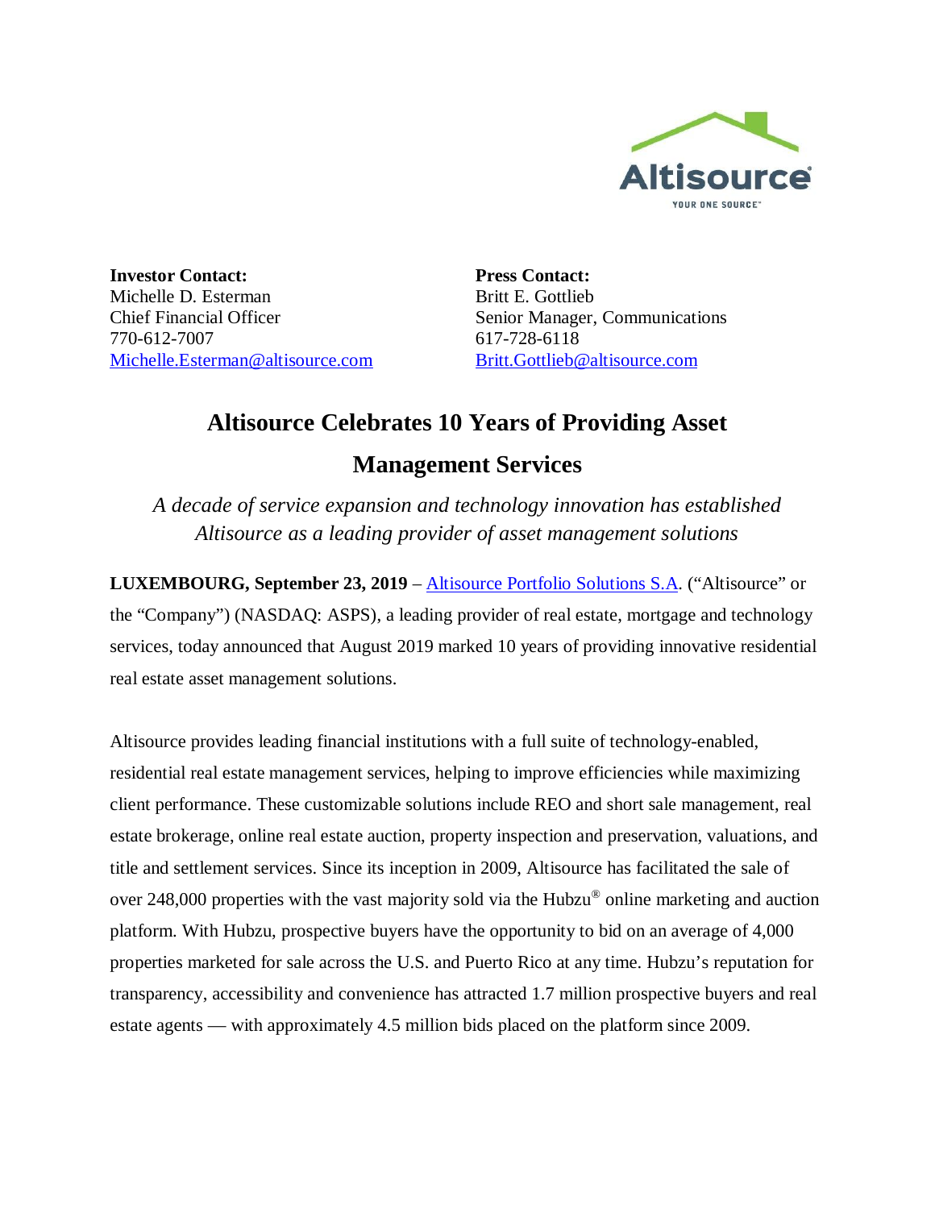**Investor Contact:**
Michelle D. Esterman
Chief Financial Officer
770-612-7007
[Michelle.Esterman@altisource.com](mailto:Michelle.Esterman@altisource.com)

**Press Contact:**
Britt E. Gottlieb
Senior Manager, Communications
617-728-6118
[Britt.Gottlieb@altisource.com](mailto:Britt.Gottlieb@altisource.com)

# Altisource Celebrates 10 Years of Providing Asset Management Services

*A decade of service expansion and technology innovation has established Altisource as a leading provider of asset management solutions*

**LUXEMBOURG, September 23, 2019** – Altisource Portfolio Solutions S.A. ("Altisource" or the "Company") (NASDAQ: ASPS), a leading provider of real estate, mortgage and technology services, today announced that August 2019 marked 10 years of providing innovative residential real estate asset management solutions.

Altisource provides leading financial institutions with a full suite of technology-enabled, residential real estate management services, helping to improve efficiencies while maximizing client performance. These customizable solutions include REO and short sale management, real estate brokerage, online real estate auction, property inspection and preservation, valuations, and title and settlement services. Since its inception in 2009, Altisource has facilitated the sale of over 248,000 properties with the vast majority sold via the Hubzu® online marketing and auction platform. With Hubzu, prospective buyers have the opportunity to bid on an average of 4,000 properties marketed for sale across the U.S. and Puerto Rico at any time. Hubzu's reputation for transparency, accessibility and convenience has attracted 1.7 million prospective buyers and real estate agents — with approximately 4.5 million bids placed on the platform since 2009.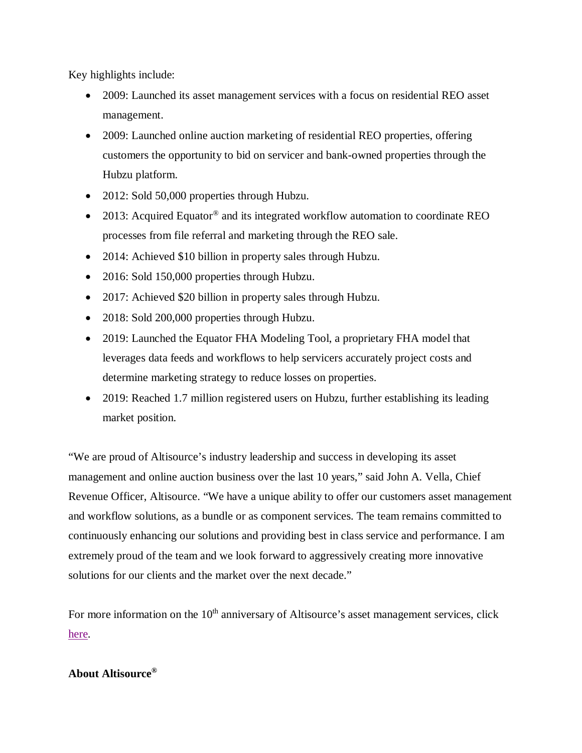Key highlights include:

- 2009: Launched its asset management services with a focus on residential REO asset management.
- 2009: Launched online auction marketing of residential REO properties, offering customers the opportunity to bid on servicer and bank-owned properties through the Hubzu platform.
- 2012: Sold 50,000 properties through Hubzu.
- 2013: Acquired Equator® and its integrated workflow automation to coordinate REO processes from file referral and marketing through the REO sale.
- 2014: Achieved $10 billion in property sales through Hubzu.
- 2016: Sold 150,000 properties through Hubzu.
- 2017: Achieved $20 billion in property sales through Hubzu.
- 2018: Sold 200,000 properties through Hubzu.
- 2019: Launched the Equator FHA Modeling Tool, a proprietary FHA model that leverages data feeds and workflows to help servicers accurately project costs and determine marketing strategy to reduce losses on properties.
- 2019: Reached 1.7 million registered users on Hubzu, further establishing its leading market position.

"We are proud of Altisource's industry leadership and success in developing its asset management and online auction business over the last 10 years," said John A. Vella, Chief Revenue Officer, Altisource. "We have a unique ability to offer our customers asset management and workflow solutions, as a bundle or as component services. The team remains committed to continuously enhancing our solutions and providing best in class service and performance. I am extremely proud of the team and we look forward to aggressively creating more innovative solutions for our clients and the market over the next decade."

For more information on the 10th anniversary of Altisource's asset management services, click here.

**About Altisource®**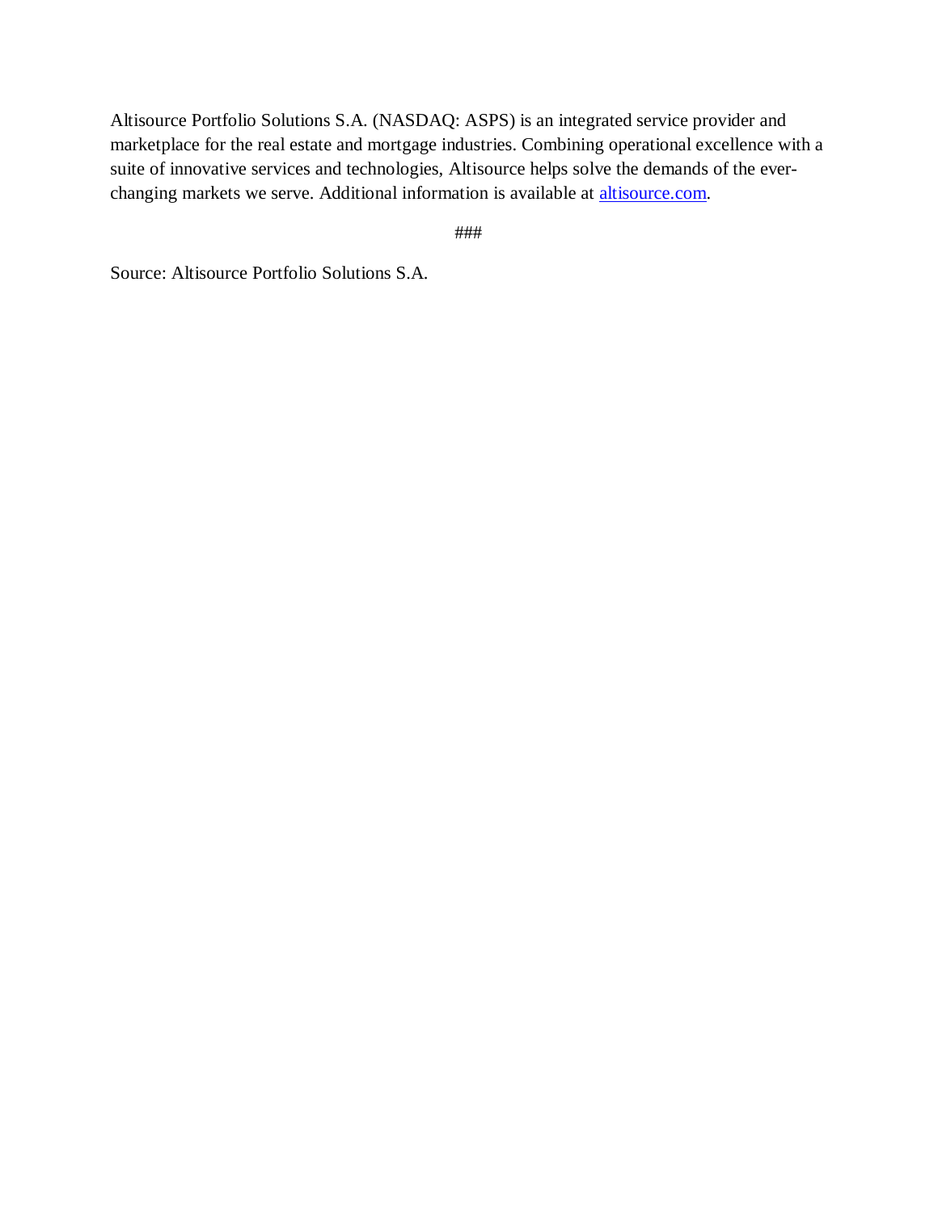Altisource Portfolio Solutions S.A. (NASDAQ: ASPS) is an integrated service provider and marketplace for the real estate and mortgage industries. Combining operational excellence with a suite of innovative services and technologies, Altisource helps solve the demands of the ever-changing markets we serve. Additional information is available at [altisource.com](altisource.com).

###

Source: Altisource Portfolio Solutions S.A.